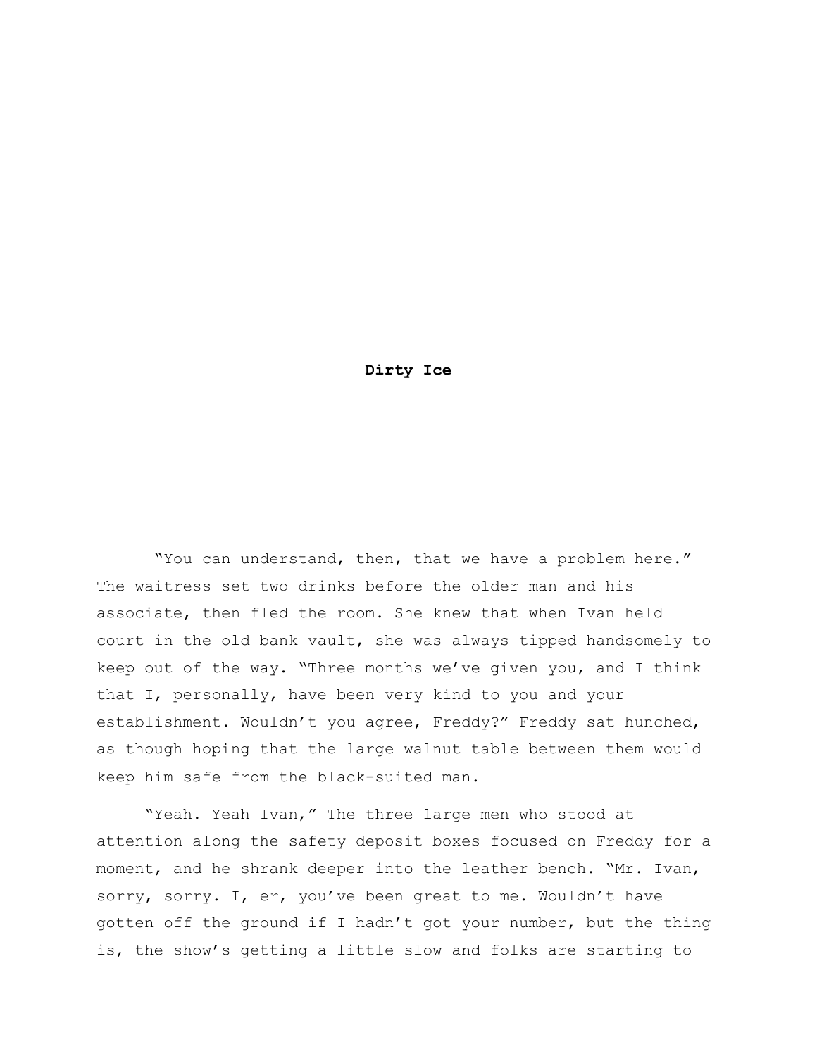# Dirty Ice

"You can understand, then, that we have a problem here." The waitress set two drinks before the older man and his associate, then fled the room. She knew that when Ivan held court in the old bank vault, she was always tipped handsomely to keep out of the way. "Three months we've given you, and I think that I, personally, have been very kind to you and your establishment. Wouldn't you agree, Freddy?" Freddy sat hunched, as though hoping that the large walnut table between them would keep him safe from the black-suited man.

"Yeah. Yeah Ivan," The three large men who stood at attention along the safety deposit boxes focused on Freddy for a moment, and he shrank deeper into the leather bench. "Mr. Ivan, sorry, sorry. I, er, you've been great to me. Wouldn't have gotten off the ground if I hadn't got your number, but the thing is, the show's getting a little slow and folks are starting to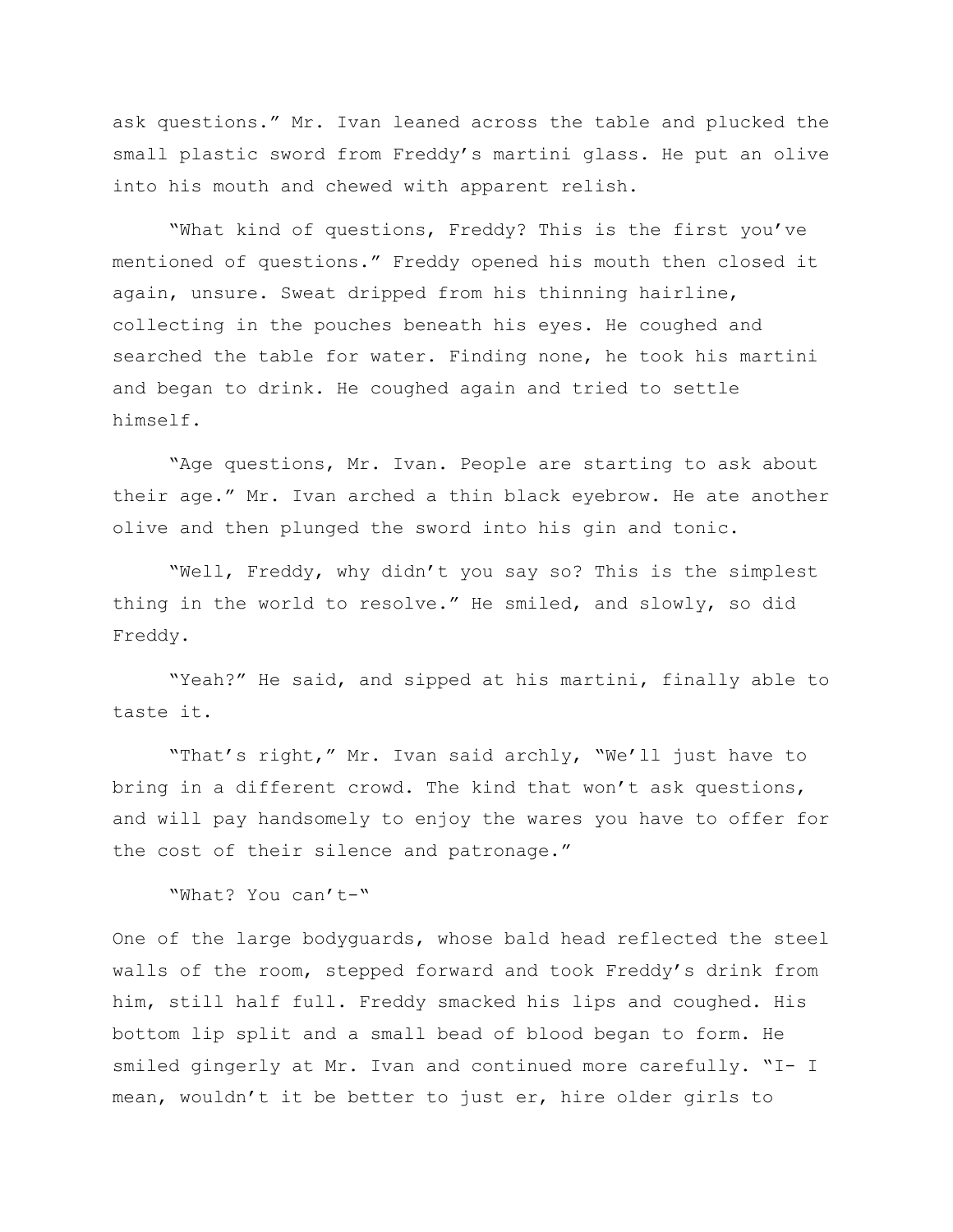ask questions." Mr. Ivan leaned across the table and plucked the small plastic sword from Freddy's martini glass. He put an olive into his mouth and chewed with apparent relish.

"What kind of questions, Freddy? This is the first you've mentioned of questions." Freddy opened his mouth then closed it again, unsure. Sweat dripped from his thinning hairline, collecting in the pouches beneath his eyes. He coughed and searched the table for water. Finding none, he took his martini and began to drink. He coughed again and tried to settle himself.

"Age questions, Mr. Ivan. People are starting to ask about their age." Mr. Ivan arched a thin black eyebrow. He ate another olive and then plunged the sword into his gin and tonic.

"Well, Freddy, why didn't you say so? This is the simplest thing in the world to resolve." He smiled, and slowly, so did Freddy.

"Yeah?" He said, and sipped at his martini, finally able to taste it.

"That's right," Mr. Ivan said archly, "We'll just have to bring in a different crowd. The kind that won't ask questions, and will pay handsomely to enjoy the wares you have to offer for the cost of their silence and patronage."

"What? You can't-"

One of the large bodyguards, whose bald head reflected the steel walls of the room, stepped forward and took Freddy's drink from him, still half full. Freddy smacked his lips and coughed. His bottom lip split and a small bead of blood began to form. He smiled gingerly at Mr. Ivan and continued more carefully. "I- I mean, wouldn't it be better to just er, hire older girls to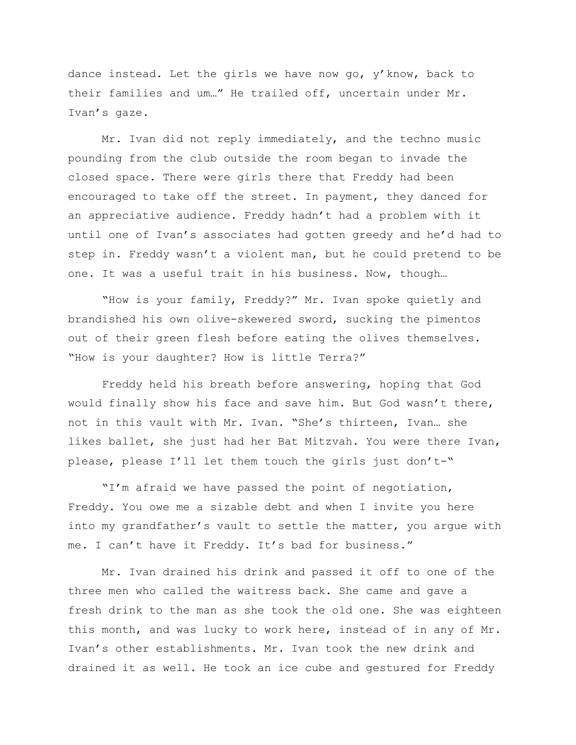dance instead. Let the girls we have now go, y'know, back to their families and um…" He trailed off, uncertain under Mr. Ivan's gaze.

Mr. Ivan did not reply immediately, and the techno music pounding from the club outside the room began to invade the closed space. There were girls there that Freddy had been encouraged to take off the street. In payment, they danced for an appreciative audience. Freddy hadn't had a problem with it until one of Ivan's associates had gotten greedy and he'd had to step in. Freddy wasn't a violent man, but he could pretend to be one. It was a useful trait in his business. Now, though…

"How is your family, Freddy?" Mr. Ivan spoke quietly and brandished his own olive-skewered sword, sucking the pimentos out of their green flesh before eating the olives themselves. "How is your daughter? How is little Terra?"

Freddy held his breath before answering, hoping that God would finally show his face and save him. But God wasn't there, not in this vault with Mr. Ivan. "She's thirteen, Ivan… she likes ballet, she just had her Bat Mitzvah. You were there Ivan, please, please I'll let them touch the girls just don't-"

"I'm afraid we have passed the point of negotiation, Freddy. You owe me a sizable debt and when I invite you here into my grandfather's vault to settle the matter, you argue with me. I can't have it Freddy. It's bad for business."

Mr. Ivan drained his drink and passed it off to one of the three men who called the waitress back. She came and gave a fresh drink to the man as she took the old one. She was eighteen this month, and was lucky to work here, instead of in any of Mr. Ivan's other establishments. Mr. Ivan took the new drink and drained it as well. He took an ice cube and gestured for Freddy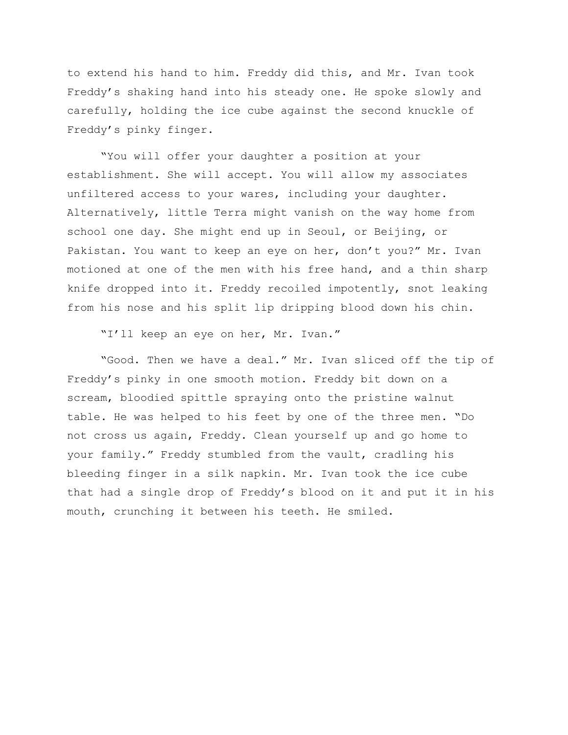to extend his hand to him. Freddy did this, and Mr. Ivan took Freddy's shaking hand into his steady one. He spoke slowly and carefully, holding the ice cube against the second knuckle of Freddy's pinky finger.

"You will offer your daughter a position at your establishment. She will accept. You will allow my associates unfiltered access to your wares, including your daughter. Alternatively, little Terra might vanish on the way home from school one day. She might end up in Seoul, or Beijing, or Pakistan. You want to keep an eye on her, don't you?" Mr. Ivan motioned at one of the men with his free hand, and a thin sharp knife dropped into it. Freddy recoiled impotently, snot leaking from his nose and his split lip dripping blood down his chin.

"I'll keep an eye on her, Mr. Ivan."

"Good. Then we have a deal." Mr. Ivan sliced off the tip of Freddy's pinky in one smooth motion. Freddy bit down on a scream, bloodied spittle spraying onto the pristine walnut table. He was helped to his feet by one of the three men. "Do not cross us again, Freddy. Clean yourself up and go home to your family." Freddy stumbled from the vault, cradling his bleeding finger in a silk napkin. Mr. Ivan took the ice cube that had a single drop of Freddy's blood on it and put it in his mouth, crunching it between his teeth. He smiled.